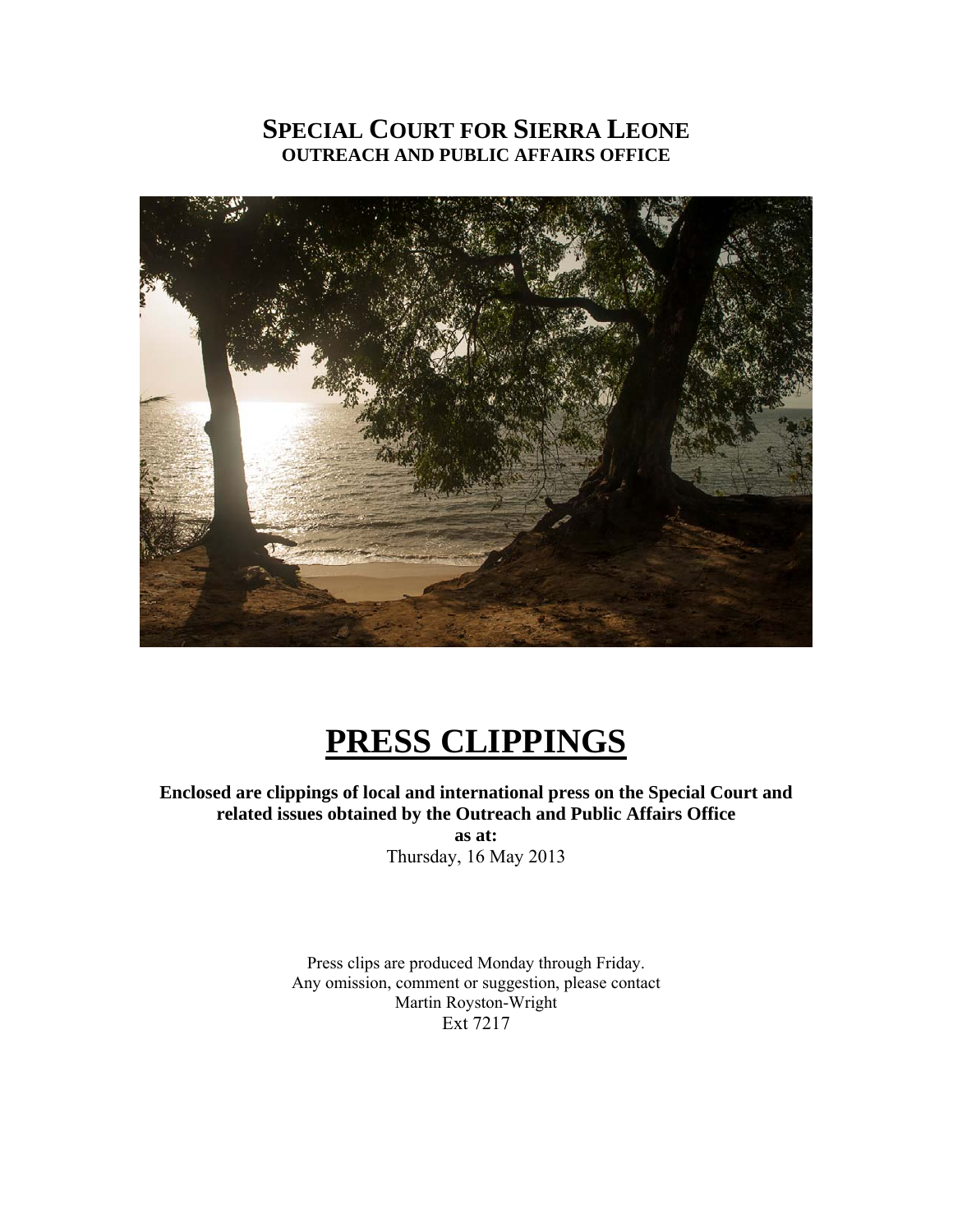# SPECIAL COURT FOR SIERRA LEONE
## OUTREACH AND PUBLIC AFFAIRS OFFICE

# PRESS CLIPPINGS

**Enclosed are clippings of local and international press on the Special Court and related issues obtained by the Outreach and Public Affairs Office**

**as at:**

Thursday, 16 May 2013

Press clips are produced Monday through Friday.
Any omission, comment or suggestion, please contact
Martin Royston-Wright
Ext 7217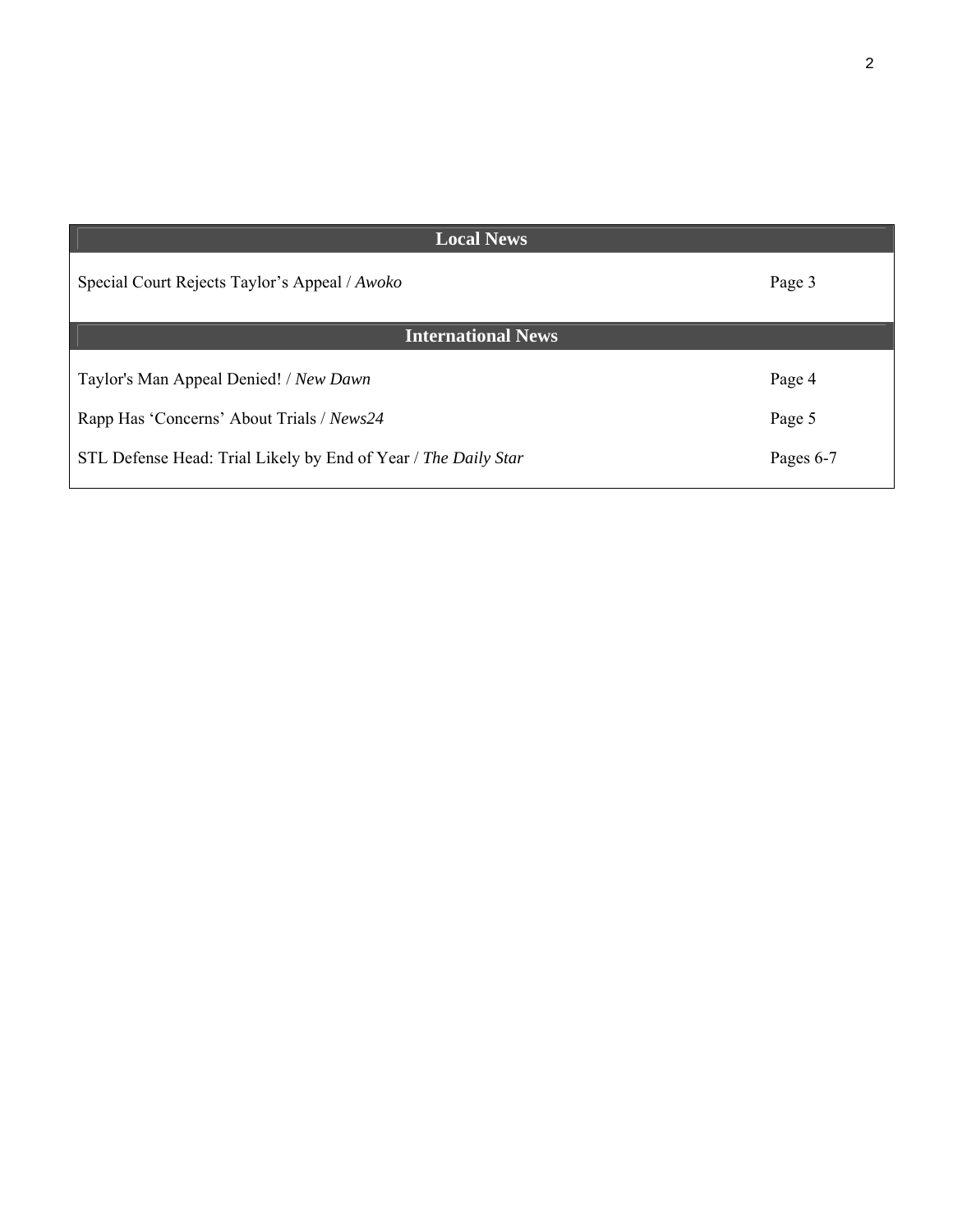## Local News

| | |
|---|---|
| Special Court Rejects Taylor’s Appeal / *Awoko* | Page 3 |

## International News

| | |
|---|---|
| Taylor's Man Appeal Denied! / *New Dawn* | Page 4 |
| Rapp Has ‘Concerns’ About Trials / *News24* | Page 5 |
| STL Defense Head: Trial Likely by End of Year / *The Daily Star* | Pages 6-7 |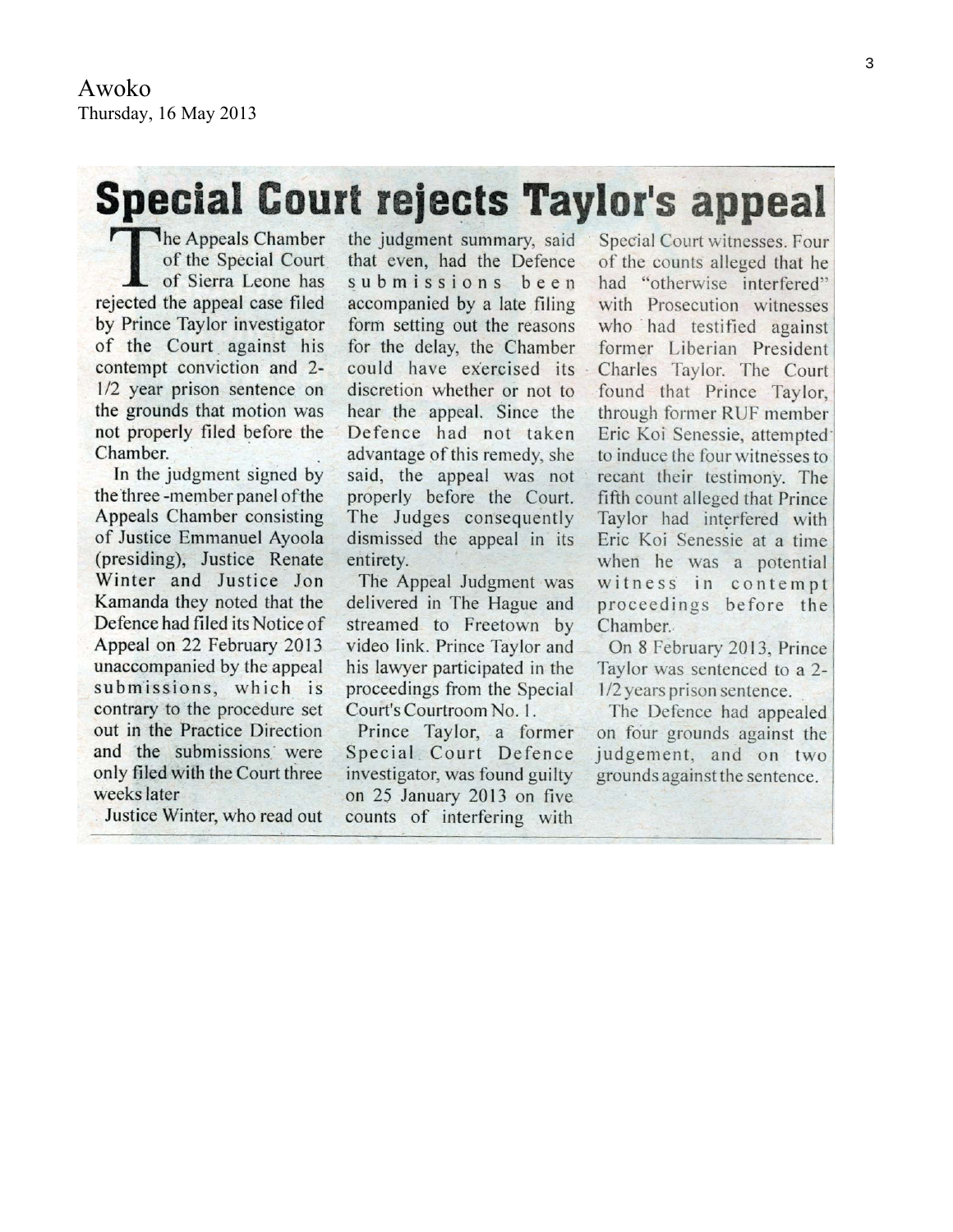Awoko
Thursday, 16 May 2013

# Special Court rejects Taylor's appeal

The Appeals Chamber of the Special Court of Sierra Leone has rejected the appeal case filed by Prince Taylor investigator of the Court against his contempt conviction and 2-1/2 year prison sentence on the grounds that motion was not properly filed before the Chamber.

In the judgment signed by the three-member panel of the Appeals Chamber consisting of Justice Emmanuel Ayoola (presiding), Justice Renate Winter and Justice Jon Kamanda they noted that the Defence had filed its Notice of Appeal on 22 February 2013 unaccompanied by the appeal submissions, which is contrary to the procedure set out in the Practice Direction and the submissions were only filed with the Court three weeks later

Justice Winter, who read out the judgment summary, said that even, had the Defence submissions been accompanied by a late filing form setting out the reasons for the delay, the Chamber could have exercised its discretion whether or not to hear the appeal. Since the Defence had not taken advantage of this remedy, she said, the appeal was not properly before the Court. The Judges consequently dismissed the appeal in its entirety.

The Appeal Judgment was delivered in The Hague and streamed to Freetown by video link. Prince Taylor and his lawyer participated in the proceedings from the Special Court's Courtroom No. 1.

Prince Taylor, a former Special Court Defence investigator, was found guilty on 25 January 2013 on five counts of interfering with Special Court witnesses. Four of the counts alleged that he had "otherwise interfered" with Prosecution witnesses who had testified against former Liberian President Charles Taylor. The Court found that Prince Taylor, through former RUF member Eric Koi Senessie, attempted to induce the four witnesses to recant their testimony. The fifth count alleged that Prince Taylor had interfered with Eric Koi Senessie at a time when he was a potential witness in contempt proceedings before the Chamber.

On 8 February 2013, Prince Taylor was sentenced to a 2-1/2 years prison sentence.

The Defence had appealed on four grounds against the judgement, and on two grounds against the sentence.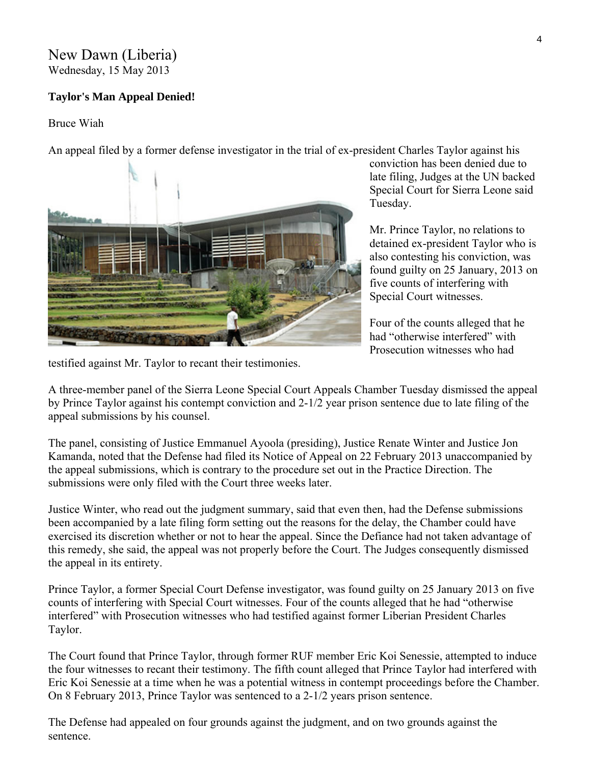New Dawn (Liberia)
Wednesday, 15 May 2013

**Taylor's Man Appeal Denied!**

Bruce Wiah

An appeal filed by a former defense investigator in the trial of ex-president Charles Taylor against his conviction has been denied due to late filing, Judges at the UN backed Special Court for Sierra Leone said Tuesday.

Mr. Prince Taylor, no relations to detained ex-president Taylor who is also contesting his conviction, was found guilty on 25 January, 2013 on five counts of interfering with Special Court witnesses.

Four of the counts alleged that he had "otherwise interfered" with Prosecution witnesses who had testified against Mr. Taylor to recant their testimonies.

A three-member panel of the Sierra Leone Special Court Appeals Chamber Tuesday dismissed the appeal by Prince Taylor against his contempt conviction and 2-1/2 year prison sentence due to late filing of the appeal submissions by his counsel.

The panel, consisting of Justice Emmanuel Ayoola (presiding), Justice Renate Winter and Justice Jon Kamanda, noted that the Defense had filed its Notice of Appeal on 22 February 2013 unaccompanied by the appeal submissions, which is contrary to the procedure set out in the Practice Direction. The submissions were only filed with the Court three weeks later.

Justice Winter, who read out the judgment summary, said that even then, had the Defense submissions been accompanied by a late filing form setting out the reasons for the delay, the Chamber could have exercised its discretion whether or not to hear the appeal. Since the Defiance had not taken advantage of this remedy, she said, the appeal was not properly before the Court. The Judges consequently dismissed the appeal in its entirety.

Prince Taylor, a former Special Court Defense investigator, was found guilty on 25 January 2013 on five counts of interfering with Special Court witnesses. Four of the counts alleged that he had "otherwise interfered" with Prosecution witnesses who had testified against former Liberian President Charles Taylor.

The Court found that Prince Taylor, through former RUF member Eric Koi Senessie, attempted to induce the four witnesses to recant their testimony. The fifth count alleged that Prince Taylor had interfered with Eric Koi Senessie at a time when he was a potential witness in contempt proceedings before the Chamber. On 8 February 2013, Prince Taylor was sentenced to a 2-1/2 years prison sentence.

The Defense had appealed on four grounds against the judgment, and on two grounds against the sentence.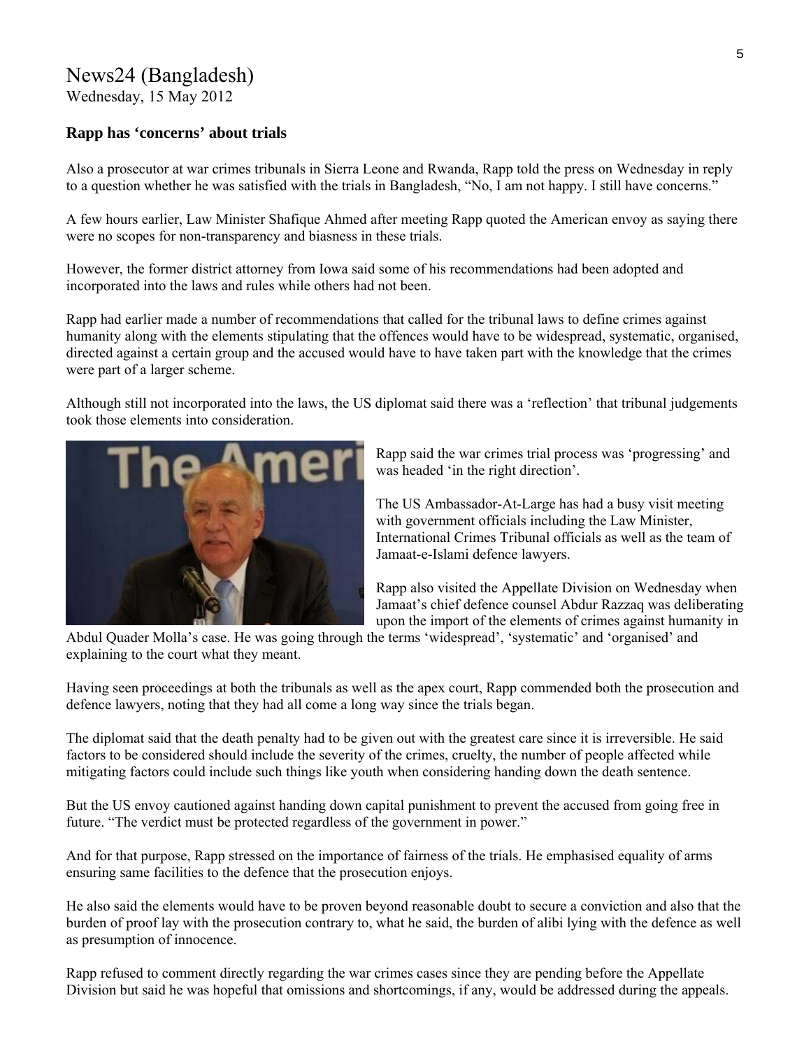# News24 (Bangladesh)

Wednesday, 15 May 2012

### Rapp has 'concerns' about trials

Also a prosecutor at war crimes tribunals in Sierra Leone and Rwanda, Rapp told the press on Wednesday in reply to a question whether he was satisfied with the trials in Bangladesh, "No, I am not happy. I still have concerns."

A few hours earlier, Law Minister Shafique Ahmed after meeting Rapp quoted the American envoy as saying there were no scopes for non-transparency and biasness in these trials.

However, the former district attorney from Iowa said some of his recommendations had been adopted and incorporated into the laws and rules while others had not been.

Rapp had earlier made a number of recommendations that called for the tribunal laws to define crimes against humanity along with the elements stipulating that the offences would have to be widespread, systematic, organised, directed against a certain group and the accused would have to have taken part with the knowledge that the crimes were part of a larger scheme.

Although still not incorporated into the laws, the US diplomat said there was a 'reflection' that tribunal judgements took those elements into consideration.

Rapp said the war crimes trial process was 'progressing' and was headed 'in the right direction'.

The US Ambassador-At-Large has had a busy visit meeting with government officials including the Law Minister, International Crimes Tribunal officials as well as the team of Jamaat-e-Islami defence lawyers.

Rapp also visited the Appellate Division on Wednesday when Jamaat's chief defence counsel Abdur Razzaq was deliberating upon the import of the elements of crimes against humanity in Abdul Quader Molla's case. He was going through the terms 'widespread', 'systematic' and 'organised' and explaining to the court what they meant.

Having seen proceedings at both the tribunals as well as the apex court, Rapp commended both the prosecution and defence lawyers, noting that they had all come a long way since the trials began.

The diplomat said that the death penalty had to be given out with the greatest care since it is irreversible. He said factors to be considered should include the severity of the crimes, cruelty, the number of people affected while mitigating factors could include such things like youth when considering handing down the death sentence.

But the US envoy cautioned against handing down capital punishment to prevent the accused from going free in future. "The verdict must be protected regardless of the government in power."

And for that purpose, Rapp stressed on the importance of fairness of the trials. He emphasised equality of arms ensuring same facilities to the defence that the prosecution enjoys.

He also said the elements would have to be proven beyond reasonable doubt to secure a conviction and also that the burden of proof lay with the prosecution contrary to, what he said, the burden of alibi lying with the defence as well as presumption of innocence.

Rapp refused to comment directly regarding the war crimes cases since they are pending before the Appellate Division but said he was hopeful that omissions and shortcomings, if any, would be addressed during the appeals.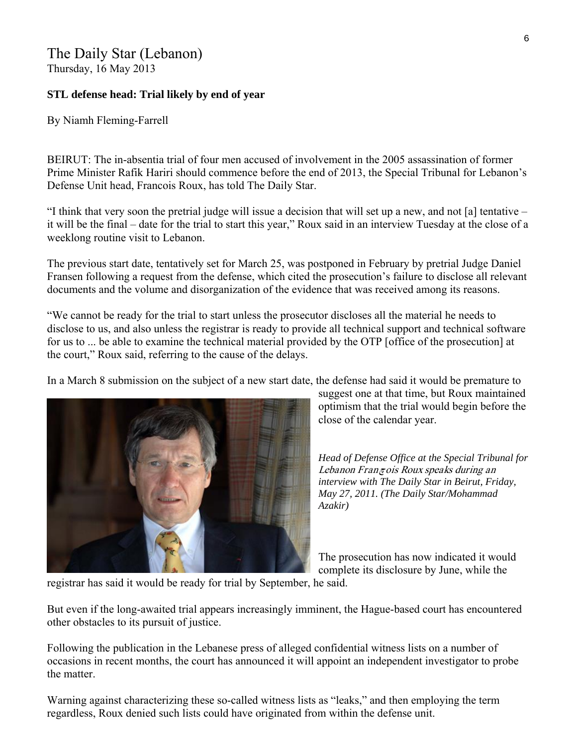# The Daily Star (Lebanon)

Thursday, 16 May 2013

**STL defense head: Trial likely by end of year**

By Niamh Fleming-Farrell

BEIRUT: The in-absentia trial of four men accused of involvement in the 2005 assassination of former Prime Minister Rafik Hariri should commence before the end of 2013, the Special Tribunal for Lebanon's Defense Unit head, Francois Roux, has told The Daily Star.

"I think that very soon the pretrial judge will issue a decision that will set up a new, and not [a] tentative – it will be the final – date for the trial to start this year," Roux said in an interview Tuesday at the close of a weeklong routine visit to Lebanon.

The previous start date, tentatively set for March 25, was postponed in February by pretrial Judge Daniel Fransen following a request from the defense, which cited the prosecution's failure to disclose all relevant documents and the volume and disorganization of the evidence that was received among its reasons.

"We cannot be ready for the trial to start unless the prosecutor discloses all the material he needs to disclose to us, and also unless the registrar is ready to provide all technical support and technical software for us to ... be able to examine the technical material provided by the OTP [office of the prosecution] at the court," Roux said, referring to the cause of the delays.

In a March 8 submission on the subject of a new start date, the defense had said it would be premature to suggest one at that time, but Roux maintained optimism that the trial would begin before the close of the calendar year.

*Head of Defense Office at the Special Tribunal for Lebanon François Roux speaks during an interview with The Daily Star in Beirut, Friday, May 27, 2011. (The Daily Star/Mohammad Azakir)*

The prosecution has now indicated it would complete its disclosure by June, while the registrar has said it would be ready for trial by September, he said.

But even if the long-awaited trial appears increasingly imminent, the Hague-based court has encountered other obstacles to its pursuit of justice.

Following the publication in the Lebanese press of alleged confidential witness lists on a number of occasions in recent months, the court has announced it will appoint an independent investigator to probe the matter.

Warning against characterizing these so-called witness lists as "leaks," and then employing the term regardless, Roux denied such lists could have originated from within the defense unit.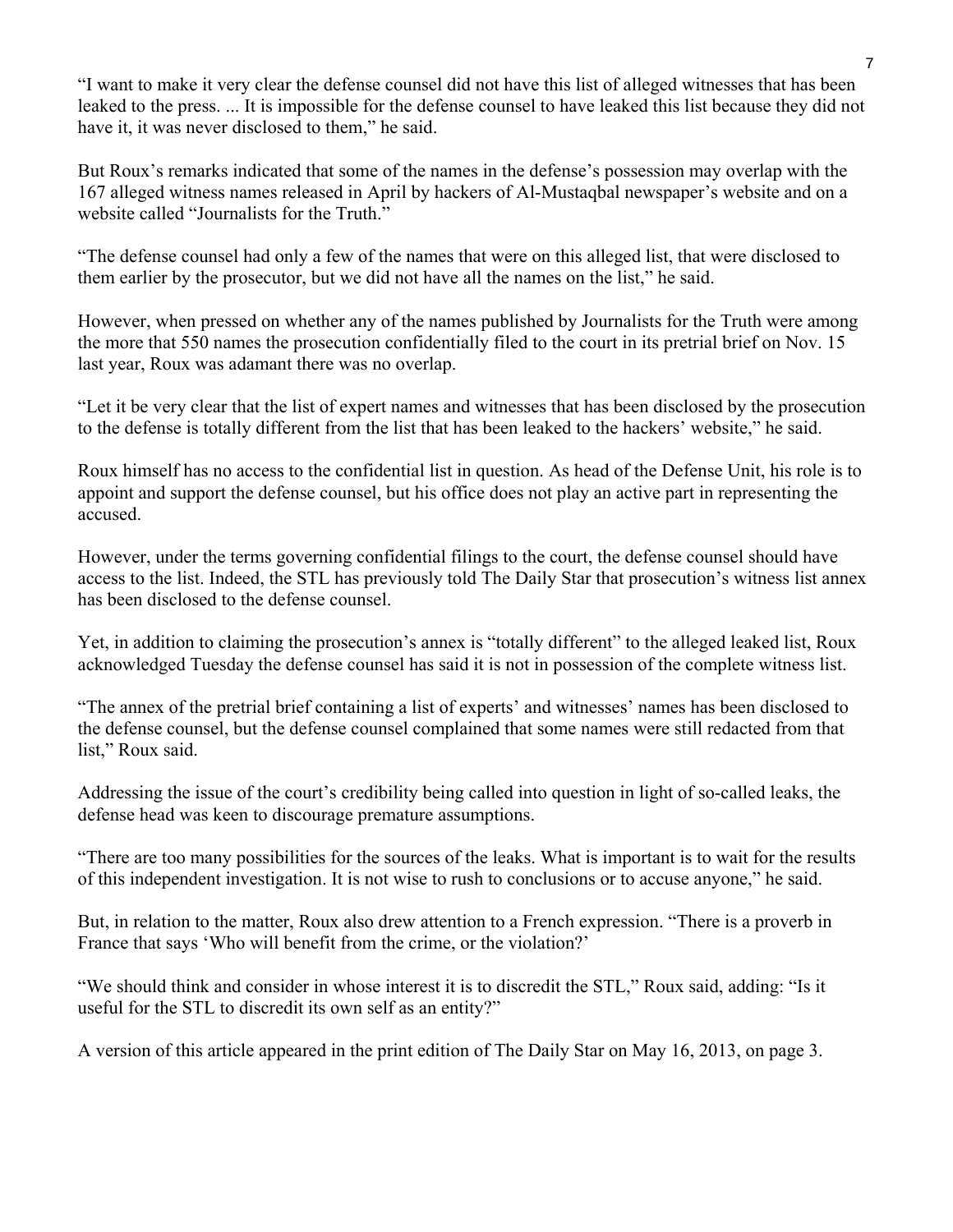"I want to make it very clear the defense counsel did not have this list of alleged witnesses that has been leaked to the press. ... It is impossible for the defense counsel to have leaked this list because they did not have it, it was never disclosed to them," he said.

But Roux's remarks indicated that some of the names in the defense's possession may overlap with the 167 alleged witness names released in April by hackers of Al-Mustaqbal newspaper's website and on a website called "Journalists for the Truth."

"The defense counsel had only a few of the names that were on this alleged list, that were disclosed to them earlier by the prosecutor, but we did not have all the names on the list," he said.

However, when pressed on whether any of the names published by Journalists for the Truth were among the more that 550 names the prosecution confidentially filed to the court in its pretrial brief on Nov. 15 last year, Roux was adamant there was no overlap.

"Let it be very clear that the list of expert names and witnesses that has been disclosed by the prosecution to the defense is totally different from the list that has been leaked to the hackers' website," he said.

Roux himself has no access to the confidential list in question. As head of the Defense Unit, his role is to appoint and support the defense counsel, but his office does not play an active part in representing the accused.

However, under the terms governing confidential filings to the court, the defense counsel should have access to the list. Indeed, the STL has previously told The Daily Star that prosecution's witness list annex has been disclosed to the defense counsel.

Yet, in addition to claiming the prosecution's annex is "totally different" to the alleged leaked list, Roux acknowledged Tuesday the defense counsel has said it is not in possession of the complete witness list.

"The annex of the pretrial brief containing a list of experts' and witnesses' names has been disclosed to the defense counsel, but the defense counsel complained that some names were still redacted from that list," Roux said.

Addressing the issue of the court's credibility being called into question in light of so-called leaks, the defense head was keen to discourage premature assumptions.

"There are too many possibilities for the sources of the leaks. What is important is to wait for the results of this independent investigation. It is not wise to rush to conclusions or to accuse anyone," he said.

But, in relation to the matter, Roux also drew attention to a French expression. "There is a proverb in France that says 'Who will benefit from the crime, or the violation?'

"We should think and consider in whose interest it is to discredit the STL," Roux said, adding: "Is it useful for the STL to discredit its own self as an entity?"

A version of this article appeared in the print edition of The Daily Star on May 16, 2013, on page 3.